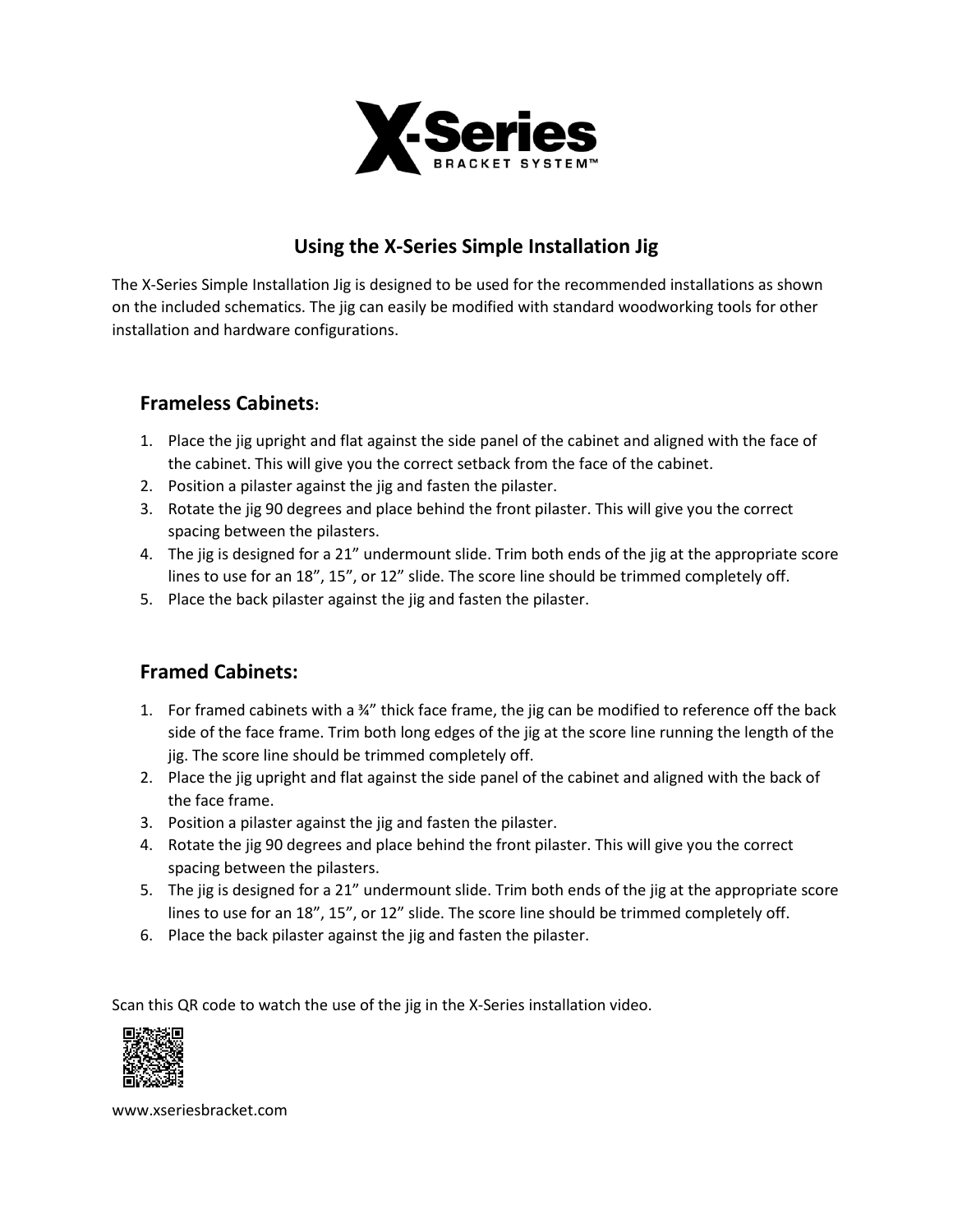X-Series BRACKET SYSTEM™

## Using the X-Series Simple Installation Jig

The X-Series Simple Installation Jig is designed to be used for the recommended installations as shown on the included schematics. The jig can easily be modified with standard woodworking tools for other installation and hardware configurations.

### Frameless Cabinets:

1. Place the jig upright and flat against the side panel of the cabinet and aligned with the face of the cabinet. This will give you the correct setback from the face of the cabinet.
2. Position a pilaster against the jig and fasten the pilaster.
3. Rotate the jig 90 degrees and place behind the front pilaster. This will give you the correct spacing between the pilasters.
4. The jig is designed for a 21" undermount slide. Trim both ends of the jig at the appropriate score lines to use for an 18", 15", or 12" slide. The score line should be trimmed completely off.
5. Place the back pilaster against the jig and fasten the pilaster.

### Framed Cabinets:

1. For framed cabinets with a ¾" thick face frame, the jig can be modified to reference off the back side of the face frame. Trim both long edges of the jig at the score line running the length of the jig. The score line should be trimmed completely off.
2. Place the jig upright and flat against the side panel of the cabinet and aligned with the back of the face frame.
3. Position a pilaster against the jig and fasten the pilaster.
4. Rotate the jig 90 degrees and place behind the front pilaster. This will give you the correct spacing between the pilasters.
5. The jig is designed for a 21" undermount slide. Trim both ends of the jig at the appropriate score lines to use for an 18", 15", or 12" slide. The score line should be trimmed completely off.
6. Place the back pilaster against the jig and fasten the pilaster.

Scan this QR code to watch the use of the jig in the X-Series installation video.

www.xseriesbracket.com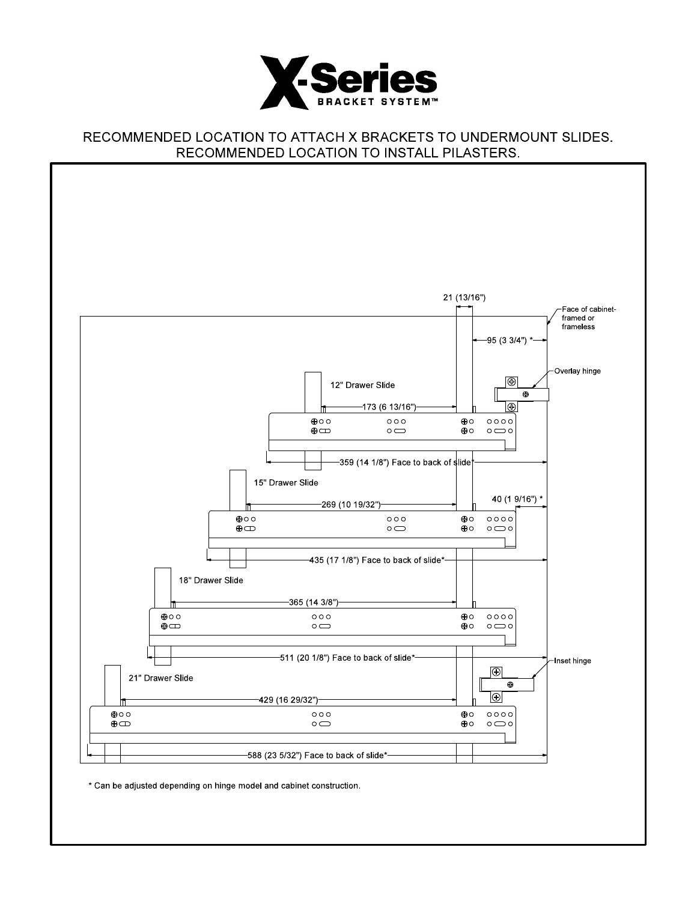# X-Series BRACKET SYSTEM™

## RECOMMENDED LOCATION TO ATTACH X BRACKETS TO UNDERMOUNT SLIDES.
## RECOMMENDED LOCATION TO INSTALL PILASTERS.

21 (13/16")

Face of cabinet- framed or frameless

95 (3 3/4") *

Overlay hinge

12" Drawer Slide

173 (6 13/16")

359 (14 1/8") Face to back of slide*

15" Drawer Slide

40 (1 9/16") *

269 (10 19/32")

435 (17 1/8") Face to back of slide*

18" Drawer Slide

365 (14 3/8")

511 (20 1/8") Face to back of slide*

Inset hinge

21" Drawer Slide

429 (16 29/32")

588 (23 5/32") Face to back of slide*

* Can be adjusted depending on hinge model and cabinet construction.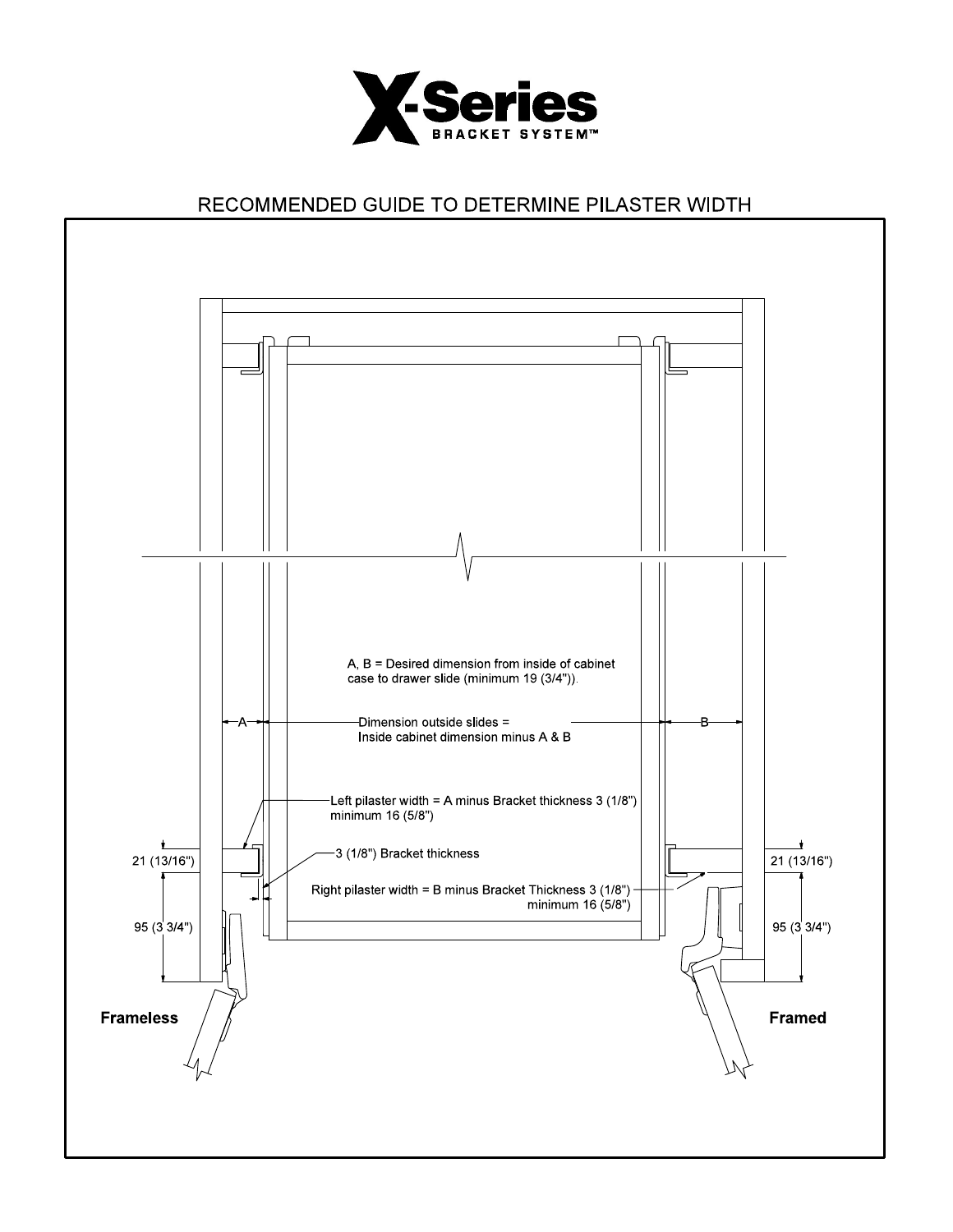# X-Series

BRACKET SYSTEM™

## RECOMMENDED GUIDE TO DETERMINE PILASTER WIDTH

A, B = Desired dimension from inside of cabinet case to drawer slide (minimum 19 (3/4")).

A

Dimension outside slides = Inside cabinet dimension minus A & B

B

Left pilaster width = A minus Bracket thickness 3 (1/8") minimum 16 (5/8")

21 (13/16")

3 (1/8") Bracket thickness

21 (13/16")

Right pilaster width = B minus Bracket Thickness 3 (1/8") minimum 16 (5/8")

95 (3 3/4")

95 (3 3/4")

**Frameless**

**Framed**